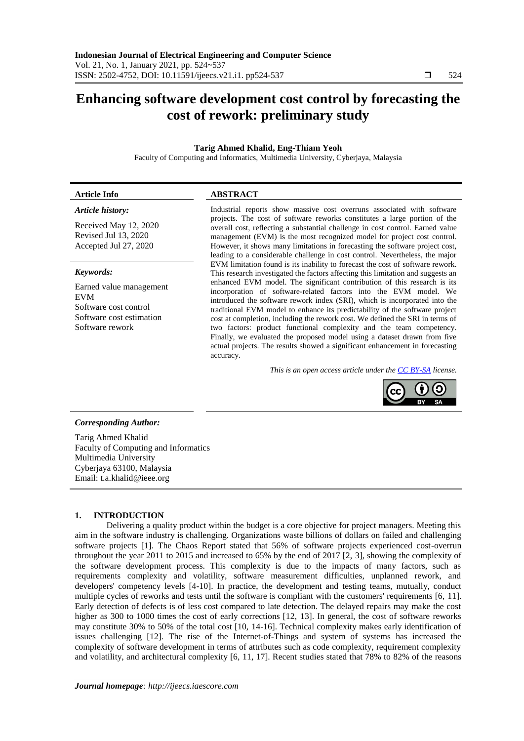# Enhancing software development cost control by forecasting the cost of rework: preliminary study

**Tarig Ahmed Khalid, Eng-Thiam Yeoh**

Faculty of Computing and Informatics, Multimedia University, Cyberjaya, Malaysia

| **Article Info** | **ABSTRACT** |
|---|---|
| ***Article history:*** Received May 12, 2020 Revised Jul 13, 2020 Accepted Jul 27, 2020 | Industrial reports show massive cost overruns associated with software projects. The cost of software reworks constitutes a large portion of the overall cost, reflecting a substantial challenge in cost control. Earned value management (EVM) is the most recognized model for project cost control. However, it shows many limitations in forecasting the software project cost, leading to a considerable challenge in cost control. Nevertheless, the major EVM limitation found is its inability to forecast the cost of software rework. This research investigated the factors affecting this limitation and suggests an enhanced EVM model. The significant contribution of this research is its incorporation of software-related factors into the EVM model. We introduced the software rework index (SRI), which is incorporated into the traditional EVM model to enhance its predictability of the software project cost at completion, including the rework cost. We defined the SRI in terms of two factors: product functional complexity and the team competency. Finally, we evaluated the proposed model using a dataset drawn from five actual projects. The results showed a significant enhancement in forecasting accuracy. |
| ***Keywords:*** Earned value management EVM Software cost control Software cost estimation Software rework | |

*This is an open access article under the CC BY-SA license.*

***Corresponding Author:***

Tarig Ahmed Khalid
Faculty of Computing and Informatics
Multimedia University
Cyberjaya 63100, Malaysia
Email: t.a.khalid@ieee.org

## 1. INTRODUCTION

Delivering a quality product within the budget is a core objective for project managers. Meeting this aim in the software industry is challenging. Organizations waste billions of dollars on failed and challenging software projects [1]. The Chaos Report stated that 56% of software projects experienced cost-overrun throughout the year 2011 to 2015 and increased to 65% by the end of 2017 [2, 3], showing the complexity of the software development process. This complexity is due to the impacts of many factors, such as requirements complexity and volatility, software measurement difficulties, unplanned rework, and developers' competency levels [4-10]. In practice, the development and testing teams, mutually, conduct multiple cycles of reworks and tests until the software is compliant with the customers' requirements [6, 11]. Early detection of defects is of less cost compared to late detection. The delayed repairs may make the cost higher as 300 to 1000 times the cost of early corrections [12, 13]. In general, the cost of software reworks may constitute 30% to 50% of the total cost [10, 14-16]. Technical complexity makes early identification of issues challenging [12]. The rise of the Internet-of-Things and system of systems has increased the complexity of software development in terms of attributes such as code complexity, requirement complexity and volatility, and architectural complexity [6, 11, 17]. Recent studies stated that 78% to 82% of the reasons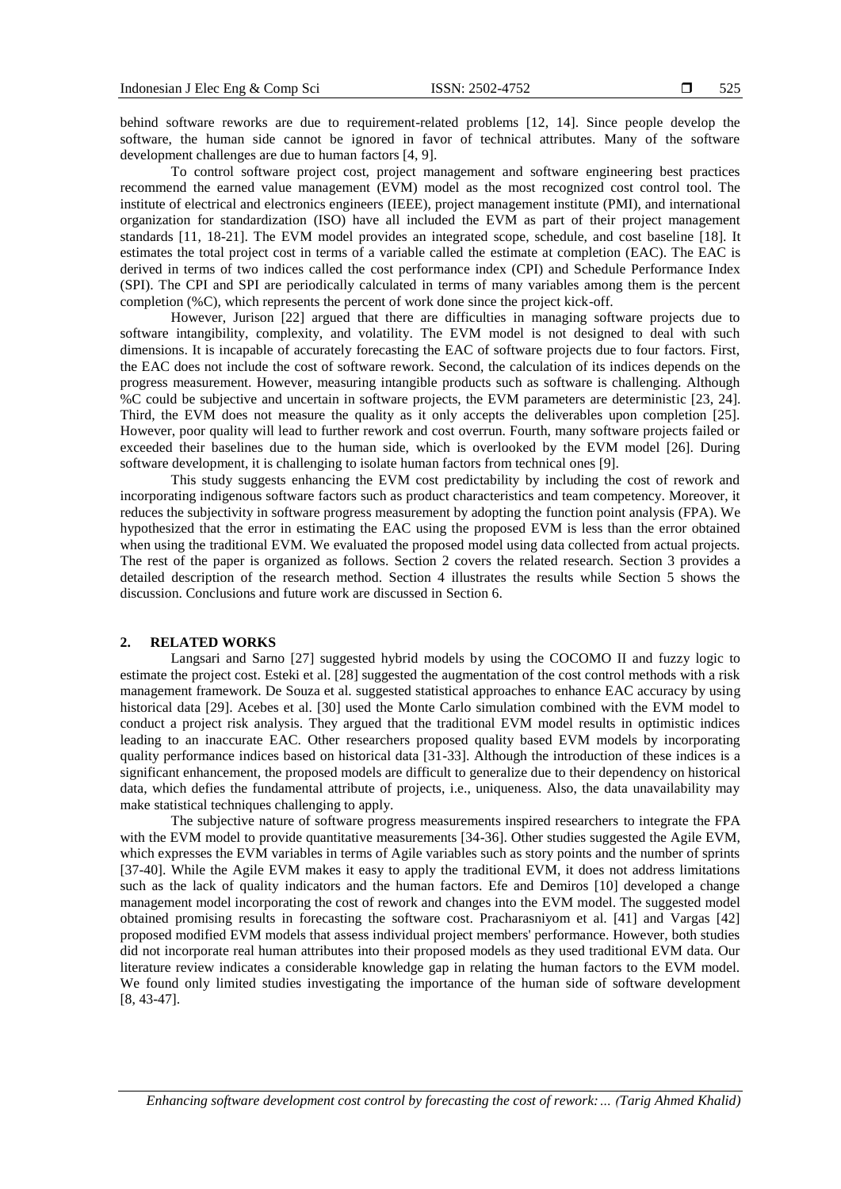behind software reworks are due to requirement-related problems [12, 14]. Since people develop the software, the human side cannot be ignored in favor of technical attributes. Many of the software development challenges are due to human factors [4, 9].

To control software project cost, project management and software engineering best practices recommend the earned value management (EVM) model as the most recognized cost control tool. The institute of electrical and electronics engineers (IEEE), project management institute (PMI), and international organization for standardization (ISO) have all included the EVM as part of their project management standards [11, 18-21]. The EVM model provides an integrated scope, schedule, and cost baseline [18]. It estimates the total project cost in terms of a variable called the estimate at completion (EAC). The EAC is derived in terms of two indices called the cost performance index (CPI) and Schedule Performance Index (SPI). The CPI and SPI are periodically calculated in terms of many variables among them is the percent completion (%C), which represents the percent of work done since the project kick-off.

However, Jurison [22] argued that there are difficulties in managing software projects due to software intangibility, complexity, and volatility. The EVM model is not designed to deal with such dimensions. It is incapable of accurately forecasting the EAC of software projects due to four factors. First, the EAC does not include the cost of software rework. Second, the calculation of its indices depends on the progress measurement. However, measuring intangible products such as software is challenging. Although %C could be subjective and uncertain in software projects, the EVM parameters are deterministic [23, 24]. Third, the EVM does not measure the quality as it only accepts the deliverables upon completion [25]. However, poor quality will lead to further rework and cost overrun. Fourth, many software projects failed or exceeded their baselines due to the human side, which is overlooked by the EVM model [26]. During software development, it is challenging to isolate human factors from technical ones [9].

This study suggests enhancing the EVM cost predictability by including the cost of rework and incorporating indigenous software factors such as product characteristics and team competency. Moreover, it reduces the subjectivity in software progress measurement by adopting the function point analysis (FPA). We hypothesized that the error in estimating the EAC using the proposed EVM is less than the error obtained when using the traditional EVM. We evaluated the proposed model using data collected from actual projects. The rest of the paper is organized as follows. Section 2 covers the related research. Section 3 provides a detailed description of the research method. Section 4 illustrates the results while Section 5 shows the discussion. Conclusions and future work are discussed in Section 6.

## 2. RELATED WORKS

Langsari and Sarno [27] suggested hybrid models by using the COCOMO II and fuzzy logic to estimate the project cost. Esteki et al. [28] suggested the augmentation of the cost control methods with a risk management framework. De Souza et al. suggested statistical approaches to enhance EAC accuracy by using historical data [29]. Acebes et al. [30] used the Monte Carlo simulation combined with the EVM model to conduct a project risk analysis. They argued that the traditional EVM model results in optimistic indices leading to an inaccurate EAC. Other researchers proposed quality based EVM models by incorporating quality performance indices based on historical data [31-33]. Although the introduction of these indices is a significant enhancement, the proposed models are difficult to generalize due to their dependency on historical data, which defies the fundamental attribute of projects, i.e., uniqueness. Also, the data unavailability may make statistical techniques challenging to apply.

The subjective nature of software progress measurements inspired researchers to integrate the FPA with the EVM model to provide quantitative measurements [34-36]. Other studies suggested the Agile EVM, which expresses the EVM variables in terms of Agile variables such as story points and the number of sprints [37-40]. While the Agile EVM makes it easy to apply the traditional EVM, it does not address limitations such as the lack of quality indicators and the human factors. Efe and Demiros [10] developed a change management model incorporating the cost of rework and changes into the EVM model. The suggested model obtained promising results in forecasting the software cost. Pracharasniyom et al. [41] and Vargas [42] proposed modified EVM models that assess individual project members' performance. However, both studies did not incorporate real human attributes into their proposed models as they used traditional EVM data. Our literature review indicates a considerable knowledge gap in relating the human factors to the EVM model. We found only limited studies investigating the importance of the human side of software development [8, 43-47].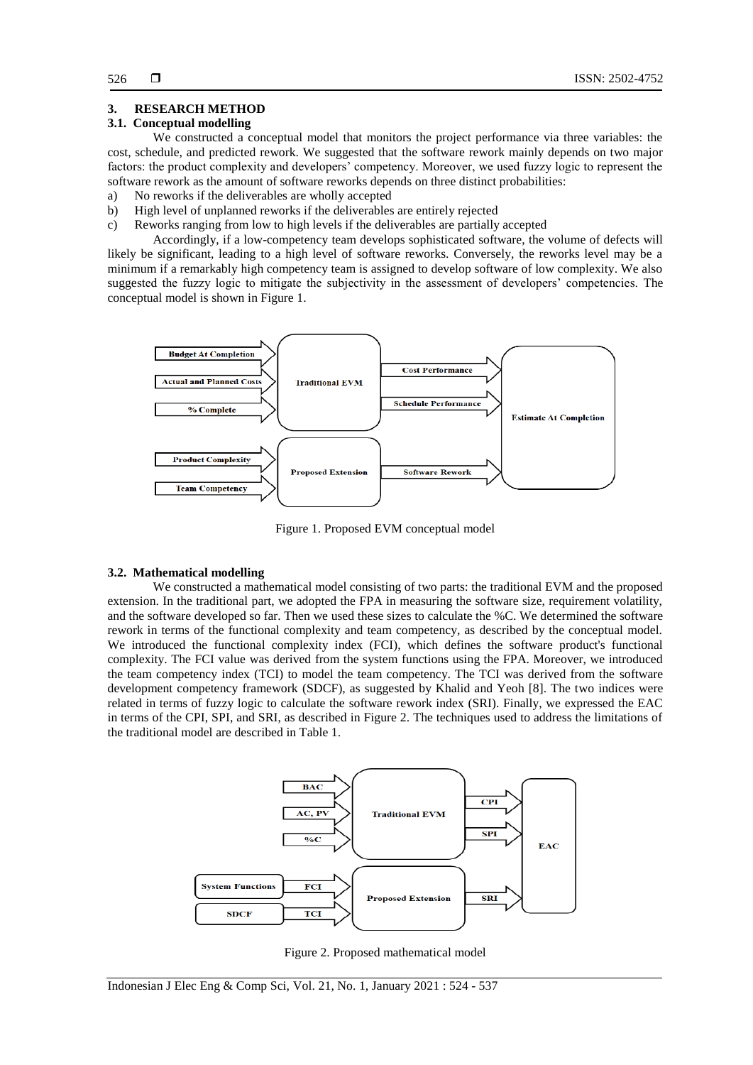## 3. RESEARCH METHOD

### 3.1. Conceptual modelling

We constructed a conceptual model that monitors the project performance via three variables: the cost, schedule, and predicted rework. We suggested that the software rework mainly depends on two major factors: the product complexity and developers' competency. Moreover, we used fuzzy logic to represent the software rework as the amount of software reworks depends on three distinct probabilities:

a) No reworks if the deliverables are wholly accepted
b) High level of unplanned reworks if the deliverables are entirely rejected
c) Reworks ranging from low to high levels if the deliverables are partially accepted

Accordingly, if a low-competency team develops sophisticated software, the volume of defects will likely be significant, leading to a high level of software reworks. Conversely, the reworks level may be a minimum if a remarkably high competency team is assigned to develop software of low complexity. We also suggested the fuzzy logic to mitigate the subjectivity in the assessment of developers' competencies. The conceptual model is shown in Figure 1.

Figure 1. Proposed EVM conceptual model

### 3.2. Mathematical modelling

We constructed a mathematical model consisting of two parts: the traditional EVM and the proposed extension. In the traditional part, we adopted the FPA in measuring the software size, requirement volatility, and the software developed so far. Then we used these sizes to calculate the %C. We determined the software rework in terms of the functional complexity and team competency, as described by the conceptual model. We introduced the functional complexity index (FCI), which defines the software product's functional complexity. The FCI value was derived from the system functions using the FPA. Moreover, we introduced the team competency index (TCI) to model the team competency. The TCI was derived from the software development competency framework (SDCF), as suggested by Khalid and Yeoh [8]. The two indices were related in terms of fuzzy logic to calculate the software rework index (SRI). Finally, we expressed the EAC in terms of the CPI, SPI, and SRI, as described in Figure 2. The techniques used to address the limitations of the traditional model are described in Table 1.

Figure 2. Proposed mathematical model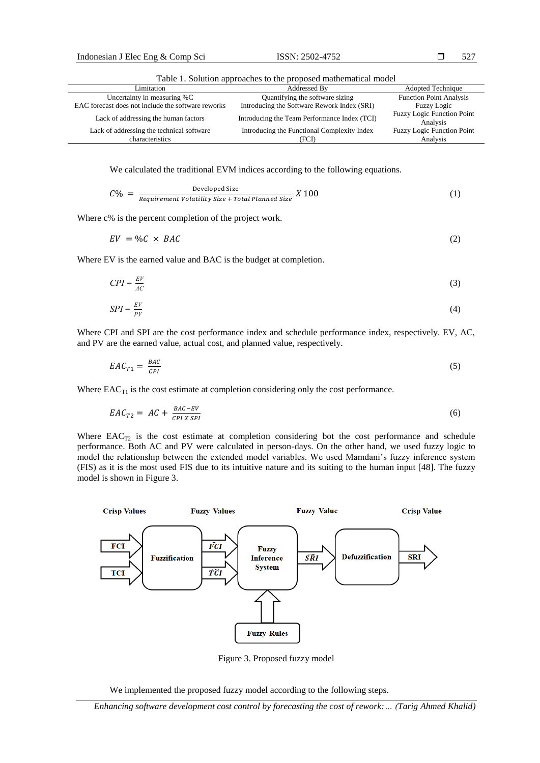Table 1. Solution approaches to the proposed mathematical model

| Limitation | Addressed By | Adopted Technique |
|---|---|---|
| Uncertainty in measuring %C | Quantifying the software sizing | Function Point Analysis |
| EAC forecast does not include the software reworks | Introducing the Software Rework Index (SRI) | Fuzzy Logic |
| Lack of addressing the human factors | Introducing the Team Performance Index (TCI) | Fuzzy Logic Function Point Analysis |
| Lack of addressing the technical software characteristics | Introducing the Functional Complexity Index (FCI) | Fuzzy Logic Function Point Analysis |

We calculated the traditional EVM indices according to the following equations.

$$C\% = \frac{\text{Developed Size}}{\textit{Requirement Volatility Size} + \textit{Total Planned Size}} \; X\,100 \tag{1}$$

Where c% is the percent completion of the project work.

$$EV = \%C \times BAC \tag{2}$$

Where EV is the earned value and BAC is the budget at completion.

$$CPI = \frac{EV}{AC} \tag{3}$$

$$SPI = \frac{EV}{PV} \tag{4}$$

Where CPI and SPI are the cost performance index and schedule performance index, respectively. EV, AC, and PV are the earned value, actual cost, and planned value, respectively.

$$EAC_{T1} = \frac{BAC}{CPI} \tag{5}$$

Where $EAC_{T1}$ is the cost estimate at completion considering only the cost performance.

$$EAC_{T2} = AC + \frac{BAC - EV}{CPI \; X \; SPI} \tag{6}$$

Where $EAC_{T2}$ is the cost estimate at completion considering bot the cost performance and schedule performance. Both AC and PV were calculated in person-days. On the other hand, we used fuzzy logic to model the relationship between the extended model variables. We used Mamdani's fuzzy inference system (FIS) as it is the most used FIS due to its intuitive nature and its suiting to the human input [48]. The fuzzy model is shown in Figure 3.

Figure 3. Proposed fuzzy model

We implemented the proposed fuzzy model according to the following steps.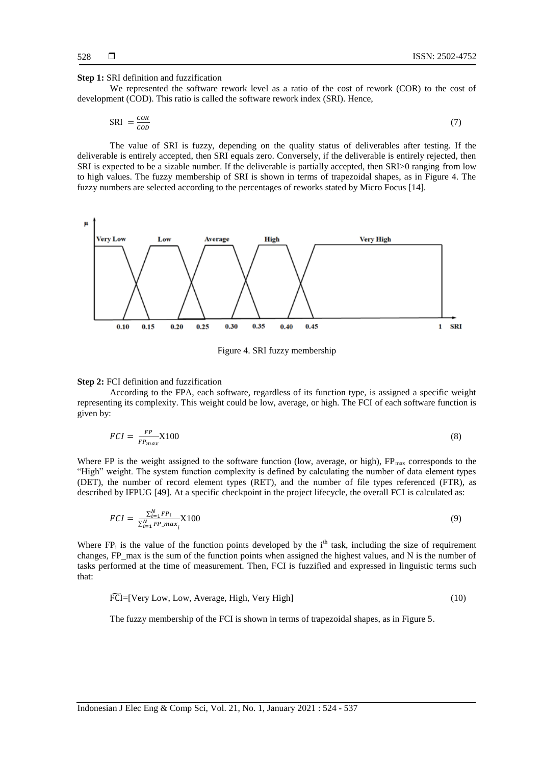**Step 1:** SRI definition and fuzzification

We represented the software rework level as a ratio of the cost of rework (COR) to the cost of development (COD). This ratio is called the software rework index (SRI). Hence,

$$\text{SRI} = \frac{COR}{COD} \tag{7}$$

The value of SRI is fuzzy, depending on the quality status of deliverables after testing. If the deliverable is entirely accepted, then SRI equals zero. Conversely, if the deliverable is entirely rejected, then SRI is expected to be a sizable number. If the deliverable is partially accepted, then SRI>0 ranging from low to high values. The fuzzy membership of SRI is shown in terms of trapezoidal shapes, as in Figure 4. The fuzzy numbers are selected according to the percentages of reworks stated by Micro Focus [14].

Figure 4. SRI fuzzy membership

**Step 2:** FCI definition and fuzzification

According to the FPA, each software, regardless of its function type, is assigned a specific weight representing its complexity. This weight could be low, average, or high. The FCI of each software function is given by:

$$FCI = \frac{FP}{FP_{max}} \text{X}100 \tag{8}$$

Where FP is the weight assigned to the software function (low, average, or high), $FP_{max}$ corresponds to the "High" weight. The system function complexity is defined by calculating the number of data element types (DET), the number of record element types (RET), and the number of file types referenced (FTR), as described by IFPUG [49]. At a specific checkpoint in the project lifecycle, the overall FCI is calculated as:

$$FCI = \frac{\sum_{i=1}^{N} FP_i}{\sum_{i=1}^{N} FP\_max_i} \text{X}100 \tag{9}$$

Where $FP_i$ is the value of the function points developed by the $i^{th}$ task, including the size of requirement changes, FP_max is the sum of the function points when assigned the highest values, and N is the number of tasks performed at the time of measurement. Then, FCI is fuzzified and expressed in linguistic terms such that:

$$\widetilde{FCI} = [\text{Very Low, Low, Average, High, Very High}] \tag{10}$$

The fuzzy membership of the FCI is shown in terms of trapezoidal shapes, as in Figure 5.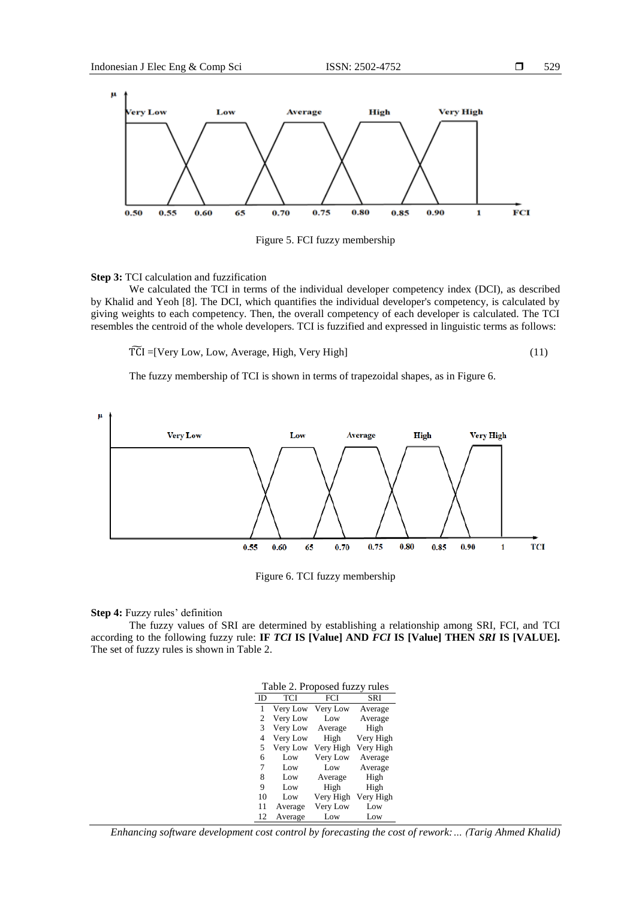Figure 5. FCI fuzzy membership

**Step 3:** TCI calculation and fuzzification

We calculated the TCI in terms of the individual developer competency index (DCI), as described by Khalid and Yeoh [8]. The DCI, which quantifies the individual developer's competency, is calculated by giving weights to each competency. Then, the overall competency of each developer is calculated. The TCI resembles the centroid of the whole developers. TCI is fuzzified and expressed in linguistic terms as follows:

$$\widetilde{TCI} = [\text{Very Low, Low, Average, High, Very High}] \tag{11}$$

The fuzzy membership of TCI is shown in terms of trapezoidal shapes, as in Figure 6.

Figure 6. TCI fuzzy membership

**Step 4:** Fuzzy rules' definition

The fuzzy values of SRI are determined by establishing a relationship among SRI, FCI, and TCI according to the following fuzzy rule: **IF *TCI* IS [Value] AND *FCI* IS [Value] THEN *SRI* IS [VALUE].** The set of fuzzy rules is shown in Table 2.

Table 2. Proposed fuzzy rules

| ID | TCI | FCI | SRI |
|---|---|---|---|
| 1 | Very Low | Very Low | Average |
| 2 | Very Low | Low | Average |
| 3 | Very Low | Average | High |
| 4 | Very Low | High | Very High |
| 5 | Very Low | Very High | Very High |
| 6 | Low | Very Low | Average |
| 7 | Low | Low | Average |
| 8 | Low | Average | High |
| 9 | Low | High | High |
| 10 | Low | Very High | Very High |
| 11 | Average | Very Low | Low |
| 12 | Average | Low | Low |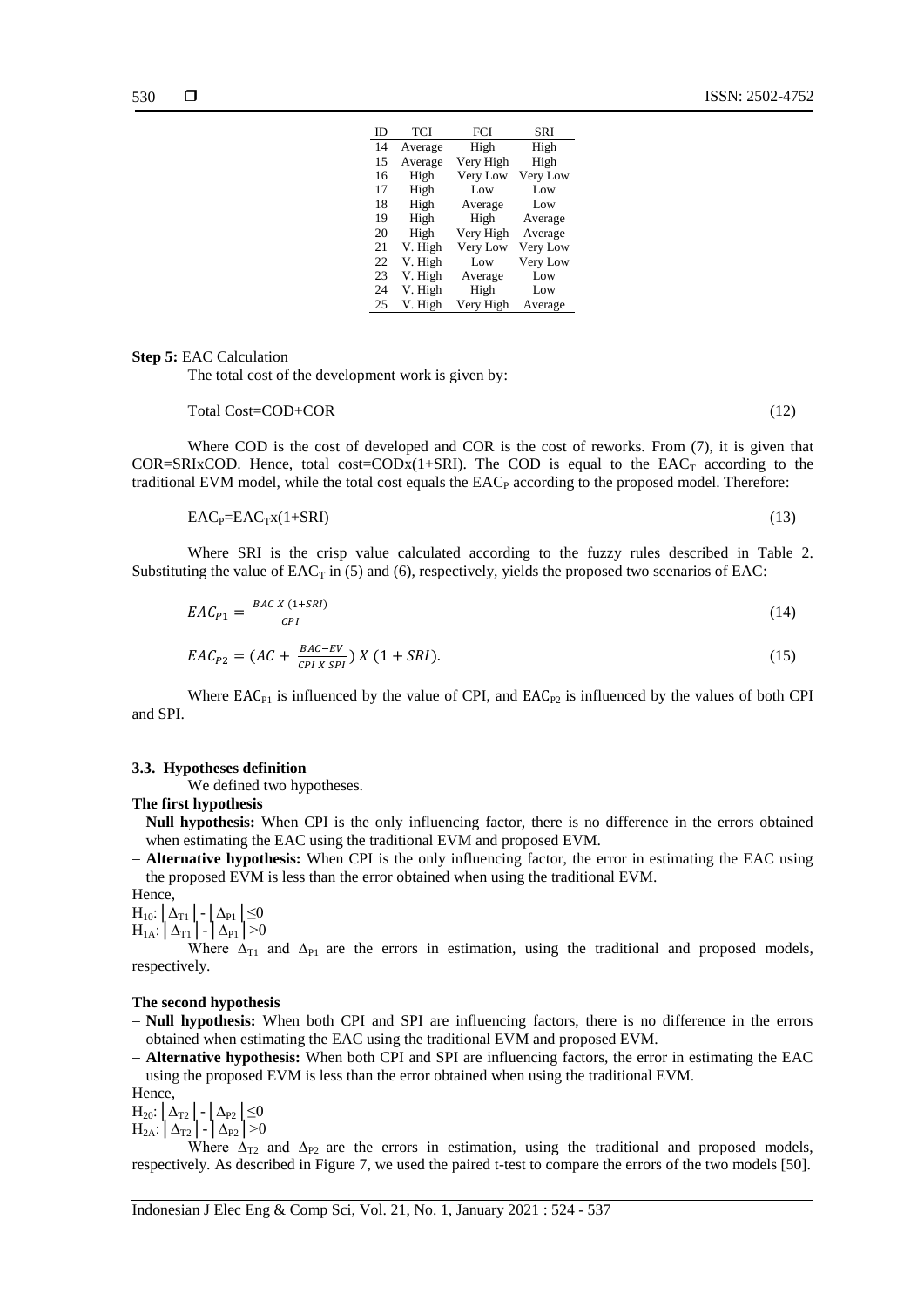| ID | TCI | FCI | SRI |
|---|---|---|---|
| 14 | Average | High | High |
| 15 | Average | Very High | High |
| 16 | High | Very Low | Very Low |
| 17 | High | Low | Low |
| 18 | High | Average | Low |
| 19 | High | High | Average |
| 20 | High | Very High | Average |
| 21 | V. High | Very Low | Very Low |
| 22 | V. High | Low | Very Low |
| 23 | V. High | Average | Low |
| 24 | V. High | High | Low |
| 25 | V. High | Very High | Average |

**Step 5:** EAC Calculation

The total cost of the development work is given by:

$$\text{Total Cost} = COD + COR \tag{12}$$

Where COD is the cost of developed and COR is the cost of reworks. From (7), it is given that COR=SRIxCOD. Hence, total cost=CODx(1+SRI). The COD is equal to the $EAC_T$ according to the traditional EVM model, while the total cost equals the $EAC_P$ according to the proposed model. Therefore:

$$EAC_P = EAC_T x (1+SRI) \tag{13}$$

Where SRI is the crisp value calculated according to the fuzzy rules described in Table 2. Substituting the value of $EAC_T$ in (5) and (6), respectively, yields the proposed two scenarios of EAC:

$$EAC_{P1} = \frac{BAC\ X\ (1+SRI)}{CPI} \tag{14}$$

$$EAC_{P2} = (AC + \frac{BAC-EV}{CPI\ X\ SPI})\ X\ (1+SRI). \tag{15}$$

Where $EAC_{P1}$ is influenced by the value of CPI, and $EAC_{P2}$ is influenced by the values of both CPI and SPI.

### 3.3. Hypotheses definition

We defined two hypotheses.

**The first hypothesis**

- **Null hypothesis:** When CPI is the only influencing factor, there is no difference in the errors obtained when estimating the EAC using the traditional EVM and proposed EVM.
- **Alternative hypothesis:** When CPI is the only influencing factor, the error in estimating the EAC using the proposed EVM is less than the error obtained when using the traditional EVM.

Hence,

$H_{10}$: $|\Delta_{T1}| - |\Delta_{P1}| \leq 0$

$H_{1A}$: $|\Delta_{T1}| - |\Delta_{P1}| > 0$

Where $\Delta_{T1}$ and $\Delta_{P1}$ are the errors in estimation, using the traditional and proposed models, respectively.

**The second hypothesis**

- **Null hypothesis:** When both CPI and SPI are influencing factors, there is no difference in the errors obtained when estimating the EAC using the traditional EVM and proposed EVM.
- **Alternative hypothesis:** When both CPI and SPI are influencing factors, the error in estimating the EAC using the proposed EVM is less than the error obtained when using the traditional EVM.

Hence,

$H_{20}$: $|\Delta_{T2}| - |\Delta_{P2}| \leq 0$

$H_{2A}$: $|\Delta_{T2}| - |\Delta_{P2}| > 0$

Where $\Delta_{T2}$ and $\Delta_{P2}$ are the errors in estimation, using the traditional and proposed models, respectively. As described in Figure 7, we used the paired t-test to compare the errors of the two models [50].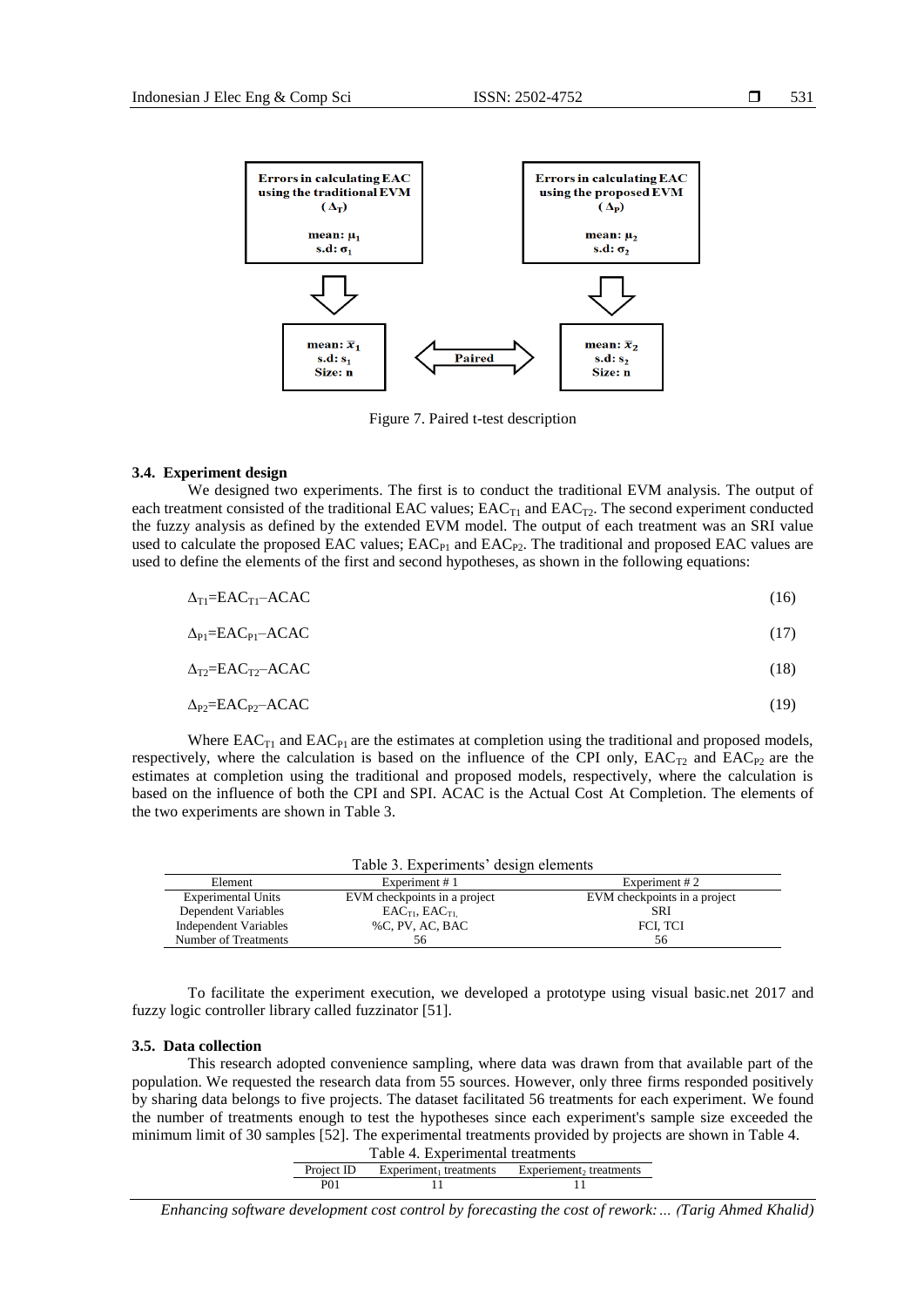Figure 7. Paired t-test description

### 3.4. Experiment design

We designed two experiments. The first is to conduct the traditional EVM analysis. The output of each treatment consisted of the traditional EAC values; $EAC_{T1}$ and $EAC_{T2}$. The second experiment conducted the fuzzy analysis as defined by the extended EVM model. The output of each treatment was an SRI value used to calculate the proposed EAC values; $EAC_{P1}$ and $EAC_{P2}$. The traditional and proposed EAC values are used to define the elements of the first and second hypotheses, as shown in the following equations:

$$\Delta_{T1}=EAC_{T1}-ACAC \tag{16}$$

$$\Delta_{P1}=EAC_{P1}-ACAC \tag{17}$$

$$\Delta_{T2}=EAC_{T2}-ACAC \tag{18}$$

$$\Delta_{P2}=EAC_{P2}-ACAC \tag{19}$$

Where $EAC_{T1}$ and $EAC_{P1}$ are the estimates at completion using the traditional and proposed models, respectively, where the calculation is based on the influence of the CPI only, $EAC_{T2}$ and $EAC_{P2}$ are the estimates at completion using the traditional and proposed models, respectively, where the calculation is based on the influence of both the CPI and SPI. ACAC is the Actual Cost At Completion. The elements of the two experiments are shown in Table 3.

Table 3. Experiments' design elements

| Element | Experiment # 1 | Experiment # 2 |
| --- | --- | --- |
| Experimental Units | EVM checkpoints in a project | EVM checkpoints in a project |
| Dependent Variables | $EAC_{T1}$, $EAC_{T1,}$ | SRI |
| Independent Variables | %C, PV, AC, BAC | FCI, TCI |
| Number of Treatments | 56 | 56 |

To facilitate the experiment execution, we developed a prototype using visual basic.net 2017 and fuzzy logic controller library called fuzzinator [51].

### 3.5. Data collection

This research adopted convenience sampling, where data was drawn from that available part of the population. We requested the research data from 55 sources. However, only three firms responded positively by sharing data belongs to five projects. The dataset facilitated 56 treatments for each experiment. We found the number of treatments enough to test the hypotheses since each experiment's sample size exceeded the minimum limit of 30 samples [52]. The experimental treatments provided by projects are shown in Table 4.

Table 4. Experimental treatments

| Project ID | $Experiment_1$ treatments | $Experiment_2$ treatments |
| --- | --- | --- |
| P01 | 11 | 11 |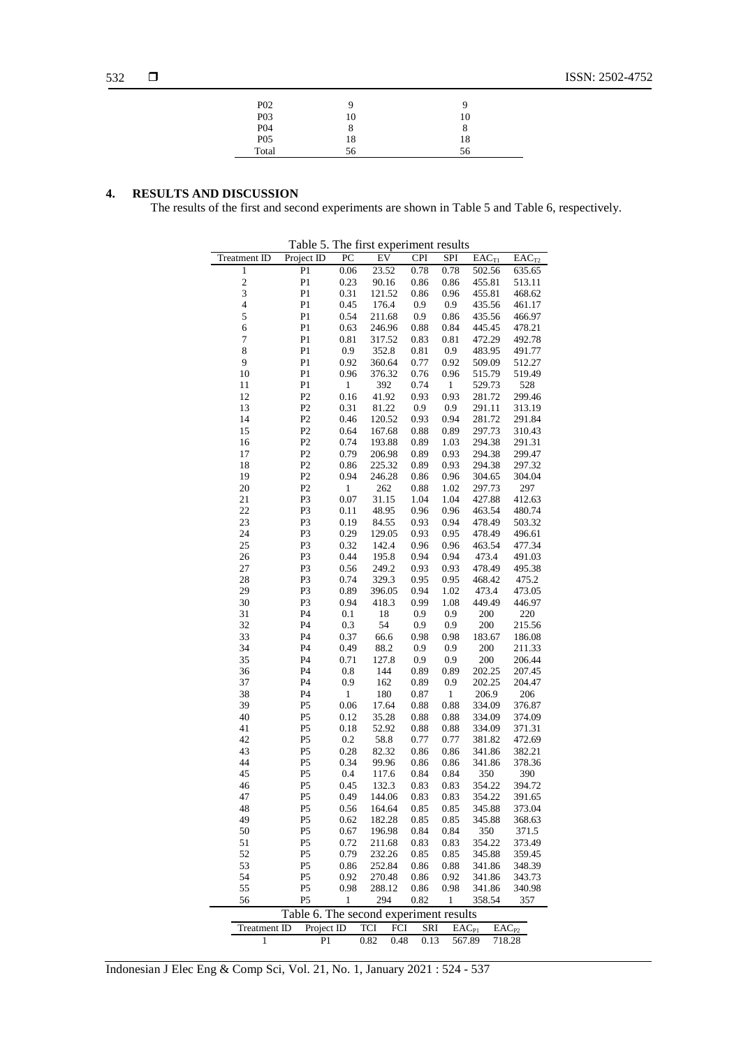| | | |
|---|---|---|
| P02 | 9 | 9 |
| P03 | 10 | 10 |
| P04 | 8 | 8 |
| P05 | 18 | 18 |
| Total | 56 | 56 |

## 4. RESULTS AND DISCUSSION

The results of the first and second experiments are shown in Table 5 and Table 6, respectively.

Table 5. The first experiment results

| Treatment ID | Project ID | PC | EV | CPI | SPI | $EAC_{T1}$ | $EAC_{T2}$ |
|---|---|---|---|---|---|---|---|
| 1 | P1 | 0.06 | 23.52 | 0.78 | 0.78 | 502.56 | 635.65 |
| 2 | P1 | 0.23 | 90.16 | 0.86 | 0.86 | 455.81 | 513.11 |
| 3 | P1 | 0.31 | 121.52 | 0.86 | 0.96 | 455.81 | 468.62 |
| 4 | P1 | 0.45 | 176.4 | 0.9 | 0.9 | 435.56 | 461.17 |
| 5 | P1 | 0.54 | 211.68 | 0.9 | 0.86 | 435.56 | 466.97 |
| 6 | P1 | 0.63 | 246.96 | 0.88 | 0.84 | 445.45 | 478.21 |
| 7 | P1 | 0.81 | 317.52 | 0.83 | 0.81 | 472.29 | 492.78 |
| 8 | P1 | 0.9 | 352.8 | 0.81 | 0.9 | 483.95 | 491.77 |
| 9 | P1 | 0.92 | 360.64 | 0.77 | 0.92 | 509.09 | 512.27 |
| 10 | P1 | 0.96 | 376.32 | 0.76 | 0.96 | 515.79 | 519.49 |
| 11 | P1 | 1 | 392 | 0.74 | 1 | 529.73 | 528 |
| 12 | P2 | 0.16 | 41.92 | 0.93 | 0.93 | 281.72 | 299.46 |
| 13 | P2 | 0.31 | 81.22 | 0.9 | 0.9 | 291.11 | 313.19 |
| 14 | P2 | 0.46 | 120.52 | 0.93 | 0.94 | 281.72 | 291.84 |
| 15 | P2 | 0.64 | 167.68 | 0.88 | 0.89 | 297.73 | 310.43 |
| 16 | P2 | 0.74 | 193.88 | 0.89 | 1.03 | 294.38 | 291.31 |
| 17 | P2 | 0.79 | 206.98 | 0.89 | 0.93 | 294.38 | 299.47 |
| 18 | P2 | 0.86 | 225.32 | 0.89 | 0.93 | 294.38 | 297.32 |
| 19 | P2 | 0.94 | 246.28 | 0.86 | 0.96 | 304.65 | 304.04 |
| 20 | P2 | 1 | 262 | 0.88 | 1.02 | 297.73 | 297 |
| 21 | P3 | 0.07 | 31.15 | 1.04 | 1.04 | 427.88 | 412.63 |
| 22 | P3 | 0.11 | 48.95 | 0.96 | 0.96 | 463.54 | 480.74 |
| 23 | P3 | 0.19 | 84.55 | 0.93 | 0.94 | 478.49 | 503.32 |
| 24 | P3 | 0.29 | 129.05 | 0.93 | 0.95 | 478.49 | 496.61 |
| 25 | P3 | 0.32 | 142.4 | 0.96 | 0.96 | 463.54 | 477.34 |
| 26 | P3 | 0.44 | 195.8 | 0.94 | 0.94 | 473.4 | 491.03 |
| 27 | P3 | 0.56 | 249.2 | 0.93 | 0.93 | 478.49 | 495.38 |
| 28 | P3 | 0.74 | 329.3 | 0.95 | 0.95 | 468.42 | 475.2 |
| 29 | P3 | 0.89 | 396.05 | 0.94 | 1.02 | 473.4 | 473.05 |
| 30 | P3 | 0.94 | 418.3 | 0.99 | 1.08 | 449.49 | 446.97 |
| 31 | P4 | 0.1 | 18 | 0.9 | 0.9 | 200 | 220 |
| 32 | P4 | 0.3 | 54 | 0.9 | 0.9 | 200 | 215.56 |
| 33 | P4 | 0.37 | 66.6 | 0.98 | 0.98 | 183.67 | 186.08 |
| 34 | P4 | 0.49 | 88.2 | 0.9 | 0.9 | 200 | 211.33 |
| 35 | P4 | 0.71 | 127.8 | 0.9 | 0.9 | 200 | 206.44 |
| 36 | P4 | 0.8 | 144 | 0.89 | 0.89 | 202.25 | 207.45 |
| 37 | P4 | 0.9 | 162 | 0.89 | 0.9 | 202.25 | 204.47 |
| 38 | P4 | 1 | 180 | 0.87 | 1 | 206.9 | 206 |
| 39 | P5 | 0.06 | 17.64 | 0.88 | 0.88 | 334.09 | 376.87 |
| 40 | P5 | 0.12 | 35.28 | 0.88 | 0.88 | 334.09 | 374.09 |
| 41 | P5 | 0.18 | 52.92 | 0.88 | 0.88 | 334.09 | 371.31 |
| 42 | P5 | 0.2 | 58.8 | 0.77 | 0.77 | 381.82 | 472.69 |
| 43 | P5 | 0.28 | 82.32 | 0.86 | 0.86 | 341.86 | 382.21 |
| 44 | P5 | 0.34 | 99.96 | 0.86 | 0.86 | 341.86 | 378.36 |
| 45 | P5 | 0.4 | 117.6 | 0.84 | 0.84 | 350 | 390 |
| 46 | P5 | 0.45 | 132.3 | 0.83 | 0.83 | 354.22 | 394.72 |
| 47 | P5 | 0.49 | 144.06 | 0.83 | 0.83 | 354.22 | 391.65 |
| 48 | P5 | 0.56 | 164.64 | 0.85 | 0.85 | 345.88 | 373.04 |
| 49 | P5 | 0.62 | 182.28 | 0.85 | 0.85 | 345.88 | 368.63 |
| 50 | P5 | 0.67 | 196.98 | 0.84 | 0.84 | 350 | 371.5 |
| 51 | P5 | 0.72 | 211.68 | 0.83 | 0.83 | 354.22 | 373.49 |
| 52 | P5 | 0.79 | 232.26 | 0.85 | 0.85 | 345.88 | 359.45 |
| 53 | P5 | 0.86 | 252.84 | 0.86 | 0.88 | 341.86 | 348.39 |
| 54 | P5 | 0.92 | 270.48 | 0.86 | 0.92 | 341.86 | 343.73 |
| 55 | P5 | 0.98 | 288.12 | 0.86 | 0.98 | 341.86 | 340.98 |
| 56 | P5 | 1 | 294 | 0.82 | 1 | 358.54 | 357 |

Table 6. The second experiment results

| Treatment ID | Project ID | TCI | FCI | SRI | $EAC_{P1}$ | $EAC_{P2}$ |
|---|---|---|---|---|---|---|
| 1 | P1 | 0.82 | 0.48 | 0.13 | 567.89 | 718.28 |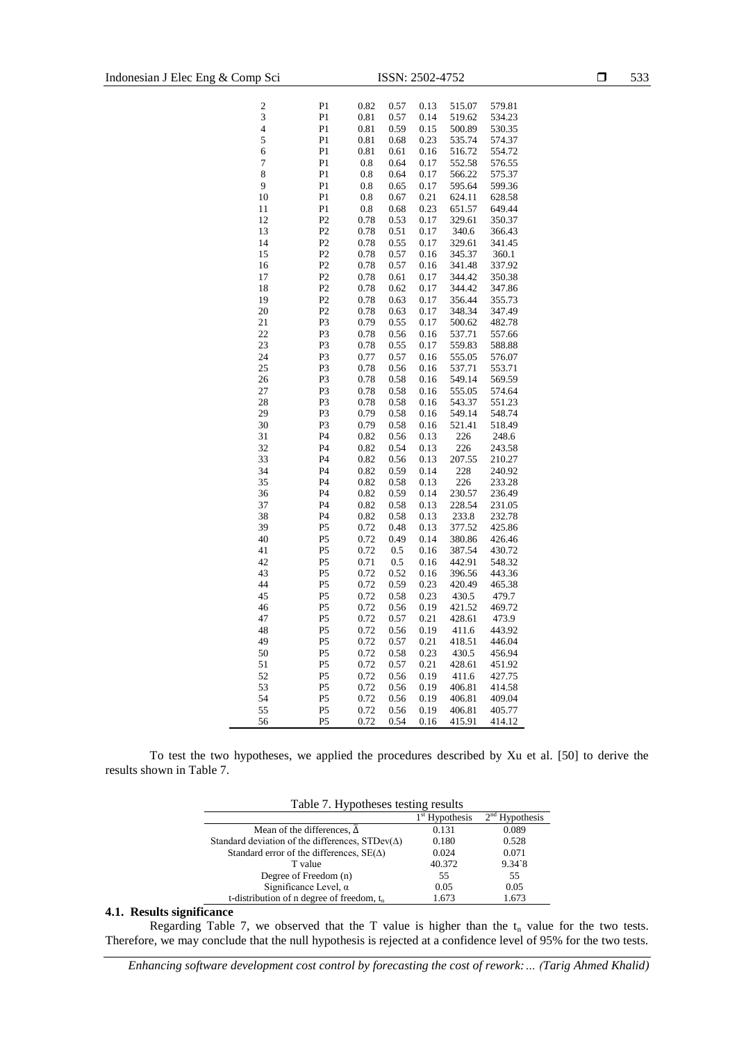| | | | | | | |
|---|---|---|---|---|---|---|
| 2 | P1 | 0.82 | 0.57 | 0.13 | 515.07 | 579.81 |
| 3 | P1 | 0.81 | 0.57 | 0.14 | 519.62 | 534.23 |
| 4 | P1 | 0.81 | 0.59 | 0.15 | 500.89 | 530.35 |
| 5 | P1 | 0.81 | 0.68 | 0.23 | 535.74 | 574.37 |
| 6 | P1 | 0.81 | 0.61 | 0.16 | 516.72 | 554.72 |
| 7 | P1 | 0.8 | 0.64 | 0.17 | 552.58 | 576.55 |
| 8 | P1 | 0.8 | 0.64 | 0.17 | 566.22 | 575.37 |
| 9 | P1 | 0.8 | 0.65 | 0.17 | 595.64 | 599.36 |
| 10 | P1 | 0.8 | 0.67 | 0.21 | 624.11 | 628.58 |
| 11 | P1 | 0.8 | 0.68 | 0.23 | 651.57 | 649.44 |
| 12 | P2 | 0.78 | 0.53 | 0.17 | 329.61 | 350.37 |
| 13 | P2 | 0.78 | 0.51 | 0.17 | 340.6 | 366.43 |
| 14 | P2 | 0.78 | 0.55 | 0.17 | 329.61 | 341.45 |
| 15 | P2 | 0.78 | 0.57 | 0.16 | 345.37 | 360.1 |
| 16 | P2 | 0.78 | 0.57 | 0.16 | 341.48 | 337.92 |
| 17 | P2 | 0.78 | 0.61 | 0.17 | 344.42 | 350.38 |
| 18 | P2 | 0.78 | 0.62 | 0.17 | 344.42 | 347.86 |
| 19 | P2 | 0.78 | 0.63 | 0.17 | 356.44 | 355.73 |
| 20 | P2 | 0.78 | 0.63 | 0.17 | 348.34 | 347.49 |
| 21 | P3 | 0.79 | 0.55 | 0.17 | 500.62 | 482.78 |
| 22 | P3 | 0.78 | 0.56 | 0.16 | 537.71 | 557.66 |
| 23 | P3 | 0.78 | 0.55 | 0.17 | 559.83 | 588.88 |
| 24 | P3 | 0.77 | 0.57 | 0.16 | 555.05 | 576.07 |
| 25 | P3 | 0.78 | 0.56 | 0.16 | 537.71 | 553.71 |
| 26 | P3 | 0.78 | 0.58 | 0.16 | 549.14 | 569.59 |
| 27 | P3 | 0.78 | 0.58 | 0.16 | 555.05 | 574.64 |
| 28 | P3 | 0.78 | 0.58 | 0.16 | 543.37 | 551.23 |
| 29 | P3 | 0.79 | 0.58 | 0.16 | 549.14 | 548.74 |
| 30 | P3 | 0.79 | 0.58 | 0.16 | 521.41 | 518.49 |
| 31 | P4 | 0.82 | 0.56 | 0.13 | 226 | 248.6 |
| 32 | P4 | 0.82 | 0.54 | 0.13 | 226 | 243.58 |
| 33 | P4 | 0.82 | 0.56 | 0.13 | 207.55 | 210.27 |
| 34 | P4 | 0.82 | 0.59 | 0.14 | 228 | 240.92 |
| 35 | P4 | 0.82 | 0.58 | 0.13 | 226 | 233.28 |
| 36 | P4 | 0.82 | 0.59 | 0.14 | 230.57 | 236.49 |
| 37 | P4 | 0.82 | 0.58 | 0.13 | 228.54 | 231.05 |
| 38 | P4 | 0.82 | 0.58 | 0.13 | 233.8 | 232.78 |
| 39 | P5 | 0.72 | 0.48 | 0.13 | 377.52 | 425.86 |
| 40 | P5 | 0.72 | 0.49 | 0.14 | 380.86 | 426.46 |
| 41 | P5 | 0.72 | 0.5 | 0.16 | 387.54 | 430.72 |
| 42 | P5 | 0.71 | 0.5 | 0.16 | 442.91 | 548.32 |
| 43 | P5 | 0.72 | 0.52 | 0.16 | 396.56 | 443.36 |
| 44 | P5 | 0.72 | 0.59 | 0.23 | 420.49 | 465.38 |
| 45 | P5 | 0.72 | 0.58 | 0.23 | 430.5 | 479.7 |
| 46 | P5 | 0.72 | 0.56 | 0.19 | 421.52 | 469.72 |
| 47 | P5 | 0.72 | 0.57 | 0.21 | 428.61 | 473.9 |
| 48 | P5 | 0.72 | 0.56 | 0.19 | 411.6 | 443.92 |
| 49 | P5 | 0.72 | 0.57 | 0.21 | 418.51 | 446.04 |
| 50 | P5 | 0.72 | 0.58 | 0.23 | 430.5 | 456.94 |
| 51 | P5 | 0.72 | 0.57 | 0.21 | 428.61 | 451.92 |
| 52 | P5 | 0.72 | 0.56 | 0.19 | 411.6 | 427.75 |
| 53 | P5 | 0.72 | 0.56 | 0.19 | 406.81 | 414.58 |
| 54 | P5 | 0.72 | 0.56 | 0.19 | 406.81 | 409.04 |
| 55 | P5 | 0.72 | 0.56 | 0.19 | 406.81 | 405.77 |
| 56 | P5 | 0.72 | 0.54 | 0.16 | 415.91 | 414.12 |

To test the two hypotheses, we applied the procedures described by Xu et al. [50] to derive the results shown in Table 7.

Table 7. Hypotheses testing results

| | 1st Hypothesis | 2nd Hypothesis |
|---|---|---|
| Mean of the differences, $\bar{\Delta}$ | 0.131 | 0.089 |
| Standard deviation of the differences, STDev($\Delta$) | 0.180 | 0.528 |
| Standard error of the differences, SE($\Delta$) | 0.024 | 0.071 |
| T value | 40.372 | 9.34`8 |
| Degree of Freedom (n) | 55 | 55 |
| Significance Level, $\alpha$ | 0.05 | 0.05 |
| t-distribution of n degree of freedom, $t_n$ | 1.673 | 1.673 |

### 4.1. Results significance

Regarding Table 7, we observed that the T value is higher than the $t_n$ value for the two tests. Therefore, we may conclude that the null hypothesis is rejected at a confidence level of 95% for the two tests.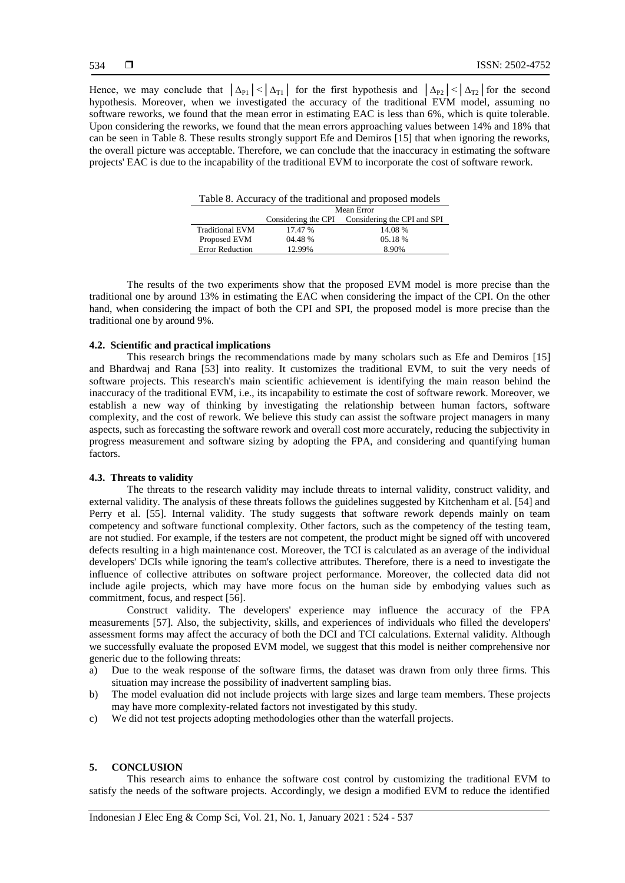Hence, we may conclude that $|\Delta_{P1}| < |\Delta_{T1}|$ for the first hypothesis and $|\Delta_{P2}| < |\Delta_{T2}|$ for the second hypothesis. Moreover, when we investigated the accuracy of the traditional EVM model, assuming no software reworks, we found that the mean error in estimating EAC is less than 6%, which is quite tolerable. Upon considering the reworks, we found that the mean errors approaching values between 14% and 18% that can be seen in Table 8. These results strongly support Efe and Demiros [15] that when ignoring the reworks, the overall picture was acceptable. Therefore, we can conclude that the inaccuracy in estimating the software projects' EAC is due to the incapability of the traditional EVM to incorporate the cost of software rework.

Table 8. Accuracy of the traditional and proposed models

| | Mean Error | |
|---|---|---|
| | Considering the CPI | Considering the CPI and SPI |
| Traditional EVM | 17.47 % | 14.08 % |
| Proposed EVM | 04.48 % | 05.18 % |
| Error Reduction | 12.99% | 8.90% |

The results of the two experiments show that the proposed EVM model is more precise than the traditional one by around 13% in estimating the EAC when considering the impact of the CPI. On the other hand, when considering the impact of both the CPI and SPI, the proposed model is more precise than the traditional one by around 9%.

### 4.2. Scientific and practical implications

This research brings the recommendations made by many scholars such as Efe and Demiros [15] and Bhardwaj and Rana [53] into reality. It customizes the traditional EVM, to suit the very needs of software projects. This research's main scientific achievement is identifying the main reason behind the inaccuracy of the traditional EVM, i.e., its incapability to estimate the cost of software rework. Moreover, we establish a new way of thinking by investigating the relationship between human factors, software complexity, and the cost of rework. We believe this study can assist the software project managers in many aspects, such as forecasting the software rework and overall cost more accurately, reducing the subjectivity in progress measurement and software sizing by adopting the FPA, and considering and quantifying human factors.

### 4.3. Threats to validity

The threats to the research validity may include threats to internal validity, construct validity, and external validity. The analysis of these threats follows the guidelines suggested by Kitchenham et al. [54] and Perry et al. [55]. Internal validity. The study suggests that software rework depends mainly on team competency and software functional complexity. Other factors, such as the competency of the testing team, are not studied. For example, if the testers are not competent, the product might be signed off with uncovered defects resulting in a high maintenance cost. Moreover, the TCI is calculated as an average of the individual developers' DCIs while ignoring the team's collective attributes. Therefore, there is a need to investigate the influence of collective attributes on software project performance. Moreover, the collected data did not include agile projects, which may have more focus on the human side by embodying values such as commitment, focus, and respect [56].

Construct validity. The developers' experience may influence the accuracy of the FPA measurements [57]. Also, the subjectivity, skills, and experiences of individuals who filled the developers' assessment forms may affect the accuracy of both the DCI and TCI calculations. External validity. Although we successfully evaluate the proposed EVM model, we suggest that this model is neither comprehensive nor generic due to the following threats:

a) Due to the weak response of the software firms, the dataset was drawn from only three firms. This situation may increase the possibility of inadvertent sampling bias.
b) The model evaluation did not include projects with large sizes and large team members. These projects may have more complexity-related factors not investigated by this study.
c) We did not test projects adopting methodologies other than the waterfall projects.

## 5. CONCLUSION

This research aims to enhance the software cost control by customizing the traditional EVM to satisfy the needs of the software projects. Accordingly, we design a modified EVM to reduce the identified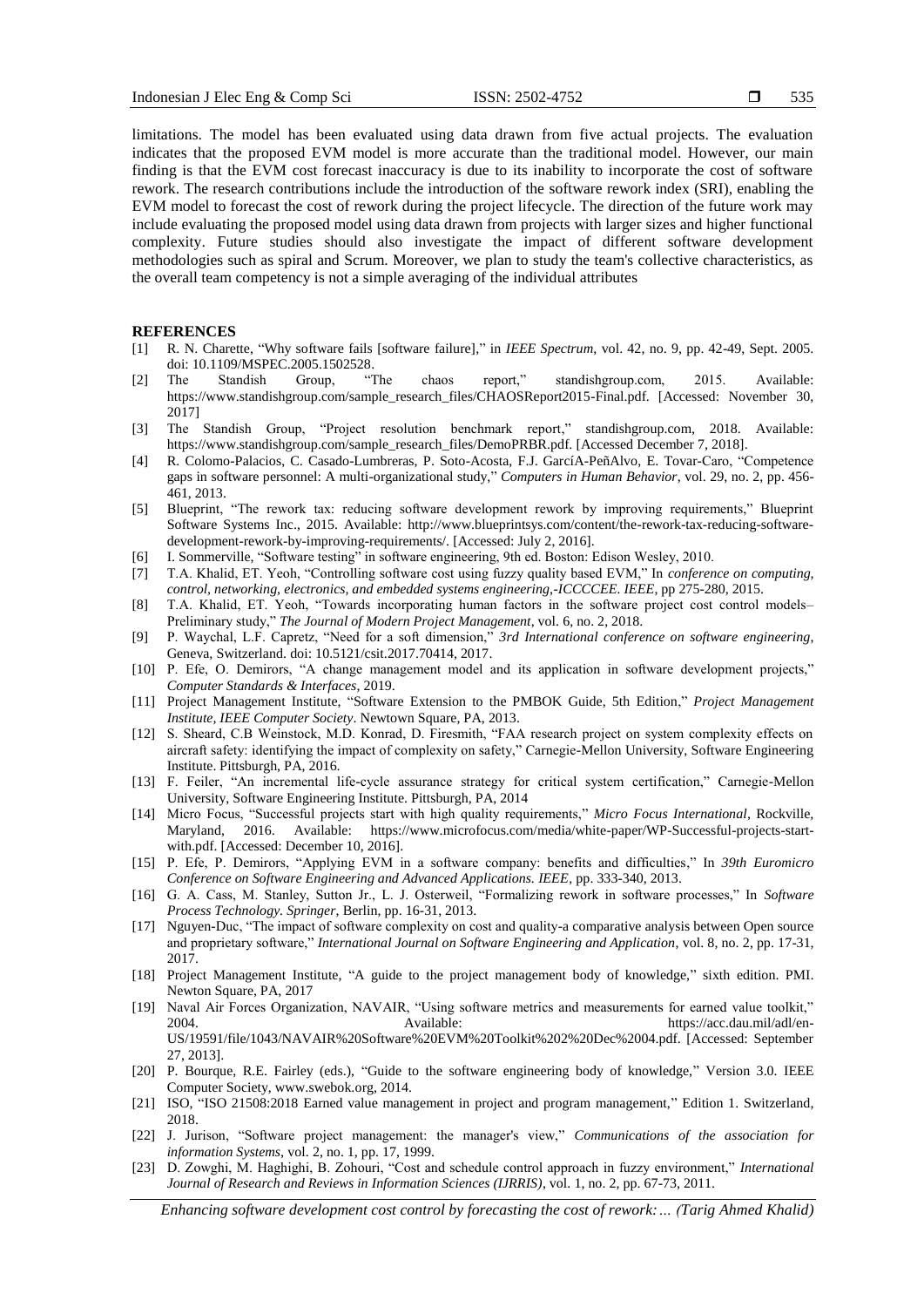limitations. The model has been evaluated using data drawn from five actual projects. The evaluation indicates that the proposed EVM model is more accurate than the traditional model. However, our main finding is that the EVM cost forecast inaccuracy is due to its inability to incorporate the cost of software rework. The research contributions include the introduction of the software rework index (SRI), enabling the EVM model to forecast the cost of rework during the project lifecycle. The direction of the future work may include evaluating the proposed model using data drawn from projects with larger sizes and higher functional complexity. Future studies should also investigate the impact of different software development methodologies such as spiral and Scrum. Moreover, we plan to study the team's collective characteristics, as the overall team competency is not a simple averaging of the individual attributes

## REFERENCES

[1] R. N. Charette, "Why software fails [software failure]," in *IEEE Spectrum*, vol. 42, no. 9, pp. 42-49, Sept. 2005. doi: 10.1109/MSPEC.2005.1502528.

[2] The Standish Group, "The chaos report," standishgroup.com, 2015. Available: https://www.standishgroup.com/sample_research_files/CHAOSReport2015-Final.pdf. [Accessed: November 30, 2017]

[3] The Standish Group, "Project resolution benchmark report," standishgroup.com, 2018. Available: https://www.standishgroup.com/sample_research_files/DemoPRBR.pdf. [Accessed December 7, 2018].

[4] R. Colomo-Palacios, C. Casado-Lumbreras, P. Soto-Acosta, F.J. GarcíA-PeñAlvo, E. Tovar-Caro, "Competence gaps in software personnel: A multi-organizational study," *Computers in Human Behavior*, vol. 29, no. 2, pp. 456-461, 2013.

[5] Blueprint, "The rework tax: reducing software development rework by improving requirements," Blueprint Software Systems Inc., 2015. Available: http://www.blueprintsys.com/content/the-rework-tax-reducing-software-development-rework-by-improving-requirements/. [Accessed: July 2, 2016].

[6] I. Sommerville, "Software testing" in software engineering, 9th ed. Boston: Edison Wesley, 2010.

[7] T.A. Khalid, ET. Yeoh, "Controlling software cost using fuzzy quality based EVM," In *conference on computing, control, networking, electronics, and embedded systems engineering,-ICCCCEE. IEEE*, pp 275-280, 2015.

[8] T.A. Khalid, ET. Yeoh, "Towards incorporating human factors in the software project cost control models– Preliminary study," *The Journal of Modern Project Management*, vol. 6, no. 2, 2018.

[9] P. Waychal, L.F. Capretz, "Need for a soft dimension," *3rd International conference on software engineering*, Geneva, Switzerland. doi: 10.5121/csit.2017.70414, 2017.

[10] P. Efe, O. Demirors, "A change management model and its application in software development projects," *Computer Standards & Interfaces*, 2019.

[11] Project Management Institute, "Software Extension to the PMBOK Guide, 5th Edition," *Project Management Institute, IEEE Computer Society*. Newtown Square, PA, 2013.

[12] S. Sheard, C.B Weinstock, M.D. Konrad, D. Firesmith, "FAA research project on system complexity effects on aircraft safety: identifying the impact of complexity on safety," Carnegie-Mellon University, Software Engineering Institute. Pittsburgh, PA, 2016.

[13] F. Feiler, "An incremental life-cycle assurance strategy for critical system certification," Carnegie-Mellon University, Software Engineering Institute. Pittsburgh, PA, 2014

[14] Micro Focus, "Successful projects start with high quality requirements," *Micro Focus International*, Rockville, Maryland, 2016. Available: https://www.microfocus.com/media/white-paper/WP-Successful-projects-start-with.pdf. [Accessed: December 10, 2016].

[15] P. Efe, P. Demirors, "Applying EVM in a software company: benefits and difficulties," In *39th Euromicro Conference on Software Engineering and Advanced Applications. IEEE*, pp. 333-340, 2013.

[16] G. A. Cass, M. Stanley, Sutton Jr., L. J. Osterweil, "Formalizing rework in software processes," In *Software Process Technology. Springer*, Berlin, pp. 16-31, 2013.

[17] Nguyen-Duc, "The impact of software complexity on cost and quality-a comparative analysis between Open source and proprietary software," *International Journal on Software Engineering and Application*, vol. 8, no. 2, pp. 17-31, 2017.

[18] Project Management Institute, "A guide to the project management body of knowledge," sixth edition. PMI. Newton Square, PA, 2017

[19] Naval Air Forces Organization, NAVAIR, "Using software metrics and measurements for earned value toolkit," 2004. Available: https://acc.dau.mil/adl/en-US/19591/file/1043/NAVAIR%20Software%20EVM%20Toolkit%202%20Dec%2004.pdf. [Accessed: September 27, 2013].

[20] P. Bourque, R.E. Fairley (eds.), "Guide to the software engineering body of knowledge," Version 3.0. IEEE Computer Society, www.swebok.org, 2014.

[21] ISO, "ISO 21508:2018 Earned value management in project and program management," Edition 1. Switzerland, 2018.

[22] J. Jurison, "Software project management: the manager's view," *Communications of the association for information Systems*, vol. 2, no. 1, pp. 17, 1999.

[23] D. Zowghi, M. Haghighi, B. Zohouri, "Cost and schedule control approach in fuzzy environment," *International Journal of Research and Reviews in Information Sciences (IJRRIS)*, vol. 1, no. 2, pp. 67-73, 2011.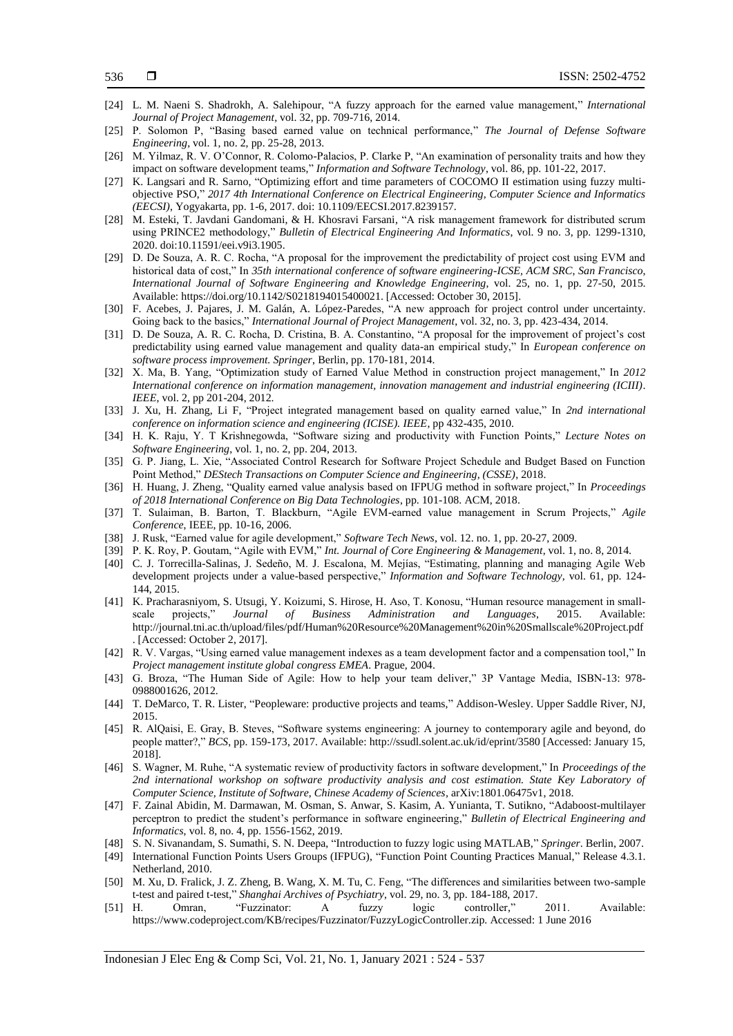[24] L. M. Naeni S. Shadrokh, A. Salehipour, "A fuzzy approach for the earned value management," *International Journal of Project Management*, vol. 32, pp. 709-716, 2014.

[25] P. Solomon P, "Basing based earned value on technical performance," *The Journal of Defense Software Engineering*, vol. 1, no. 2, pp. 25-28, 2013.

[26] M. Yilmaz, R. V. O'Connor, R. Colomo-Palacios, P. Clarke P, "An examination of personality traits and how they impact on software development teams," *Information and Software Technology*, vol. 86, pp. 101-22, 2017.

[27] K. Langsari and R. Sarno, "Optimizing effort and time parameters of COCOMO II estimation using fuzzy multi-objective PSO," *2017 4th International Conference on Electrical Engineering, Computer Science and Informatics (EECSI)*, Yogyakarta, pp. 1-6, 2017. doi: 10.1109/EECSI.2017.8239157.

[28] M. Esteki, T. Javdani Gandomani, & H. Khosravi Farsani, "A risk management framework for distributed scrum using PRINCE2 methodology," *Bulletin of Electrical Engineering And Informatics*, vol. 9 no. 3, pp. 1299-1310, 2020. doi:10.11591/eei.v9i3.1905.

[29] D. De Souza, A. R. C. Rocha, "A proposal for the improvement the predictability of project cost using EVM and historical data of cost," In *35th international conference of software engineering-ICSE, ACM SRC, San Francisco, International Journal of Software Engineering and Knowledge Engineering*, vol. 25, no. 1, pp. 27-50, 2015. Available: https://doi.org/10.1142/S0218194015400021. [Accessed: October 30, 2015].

[30] F. Acebes, J. Pajares, J. M. Galán, A. López-Paredes, "A new approach for project control under uncertainty. Going back to the basics," *International Journal of Project Management*, vol. 32, no. 3, pp. 423-434, 2014.

[31] D. De Souza, A. R. C. Rocha, D. Cristina, B. A. Constantino, "A proposal for the improvement of project's cost predictability using earned value management and quality data-an empirical study," In *European conference on software process improvement. Springer*, Berlin, pp. 170-181, 2014.

[32] X. Ma, B. Yang, "Optimization study of Earned Value Method in construction project management," In *2012 International conference on information management, innovation management and industrial engineering (ICIII). IEEE*, vol. 2, pp 201-204, 2012.

[33] J. Xu, H. Zhang, Li F, "Project integrated management based on quality earned value," In *2nd international conference on information science and engineering (ICISE). IEEE*, pp 432-435, 2010.

[34] H. K. Raju, Y. T Krishnegowda, "Software sizing and productivity with Function Points," *Lecture Notes on Software Engineering*, vol. 1, no. 2, pp. 204, 2013.

[35] G. P. Jiang, L. Xie, "Associated Control Research for Software Project Schedule and Budget Based on Function Point Method," *DEStech Transactions on Computer Science and Engineering, (CSSE)*, 2018.

[36] H. Huang, J. Zheng, "Quality earned value analysis based on IFPUG method in software project," In *Proceedings of 2018 International Conference on Big Data Technologies*, pp. 101-108. ACM, 2018.

[37] T. Sulaiman, B. Barton, T. Blackburn, "Agile EVM-earned value management in Scrum Projects," *Agile Conference*, IEEE, pp. 10-16, 2006.

[38] J. Rusk, "Earned value for agile development," *Software Tech News*, vol. 12. no. 1, pp. 20-27, 2009.

[39] P. K. Roy, P. Goutam, "Agile with EVM," *Int. Journal of Core Engineering & Management*, vol. 1, no. 8, 2014.

[40] C. J. Torrecilla-Salinas, J. Sedeño, M. J. Escalona, M. Mejías, "Estimating, planning and managing Agile Web development projects under a value-based perspective," *Information and Software Technology*, vol. 61, pp. 124-144, 2015.

[41] K. Pracharasniyom, S. Utsugi, Y. Koizumi, S. Hirose, H. Aso, T. Konosu, "Human resource management in small-scale projects," *Journal of Business Administration and Languages*, 2015. Available: http://journal.tni.ac.th/upload/files/pdf/Human%20Resource%20Management%20in%20Smallscale%20Project.pdf . [Accessed: October 2, 2017].

[42] R. V. Vargas, "Using earned value management indexes as a team development factor and a compensation tool," In *Project management institute global congress EMEA*. Prague, 2004.

[43] G. Broza, "The Human Side of Agile: How to help your team deliver," 3P Vantage Media, ISBN-13: 978-0988001626, 2012.

[44] T. DeMarco, T. R. Lister, "Peopleware: productive projects and teams," Addison-Wesley. Upper Saddle River, NJ, 2015.

[45] R. AlQaisi, E. Gray, B. Steves, "Software systems engineering: A journey to contemporary agile and beyond, do people matter?," *BCS*, pp. 159-173, 2017. Available: http://ssudl.solent.ac.uk/id/eprint/3580 [Accessed: January 15, 2018].

[46] S. Wagner, M. Ruhe, "A systematic review of productivity factors in software development," In *Proceedings of the 2nd international workshop on software productivity analysis and cost estimation. State Key Laboratory of Computer Science, Institute of Software, Chinese Academy of Sciences*, arXiv:1801.06475v1, 2018.

[47] F. Zainal Abidin, M. Darmawan, M. Osman, S. Anwar, S. Kasim, A. Yunianta, T. Sutikno, "Adaboost-multilayer perceptron to predict the student's performance in software engineering," *Bulletin of Electrical Engineering and Informatics*, vol. 8, no. 4, pp. 1556-1562, 2019.

[48] S. N. Sivanandam, S. Sumathi, S. N. Deepa, "Introduction to fuzzy logic using MATLAB," *Springer*. Berlin, 2007.

[49] International Function Points Users Groups (IFPUG), "Function Point Counting Practices Manual," Release 4.3.1. Netherland, 2010.

[50] M. Xu, D. Fralick, J. Z. Zheng, B. Wang, X. M. Tu, C. Feng, "The differences and similarities between two-sample t-test and paired t-test," *Shanghai Archives of Psychiatry*, vol. 29, no. 3, pp. 184-188, 2017.

[51] H. Omran, "Fuzzinator: A fuzzy logic controller," 2011. Available: https://www.codeproject.com/KB/recipes/Fuzzinator/FuzzyLogicController.zip. Accessed: 1 June 2016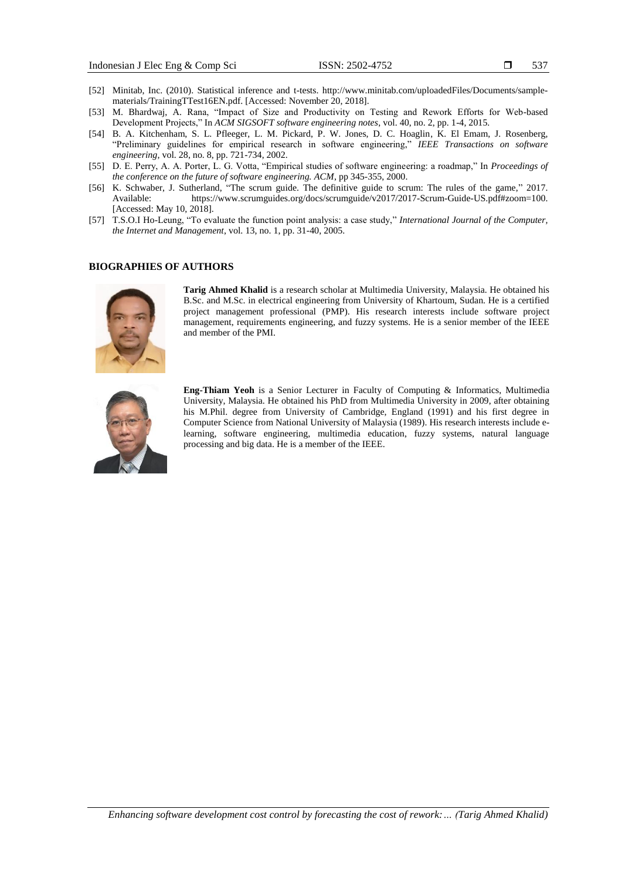[52] Minitab, Inc. (2010). Statistical inference and t-tests. http://www.minitab.com/uploadedFiles/Documents/sample-materials/TrainingTTest16EN.pdf. [Accessed: November 20, 2018].

[53] M. Bhardwaj, A. Rana, "Impact of Size and Productivity on Testing and Rework Efforts for Web-based Development Projects," In *ACM SIGSOFT software engineering notes*, vol. 40, no. 2, pp. 1-4, 2015.

[54] B. A. Kitchenham, S. L. Pfleeger, L. M. Pickard, P. W. Jones, D. C. Hoaglin, K. El Emam, J. Rosenberg, "Preliminary guidelines for empirical research in software engineering," *IEEE Transactions on software engineering*, vol. 28, no. 8, pp. 721-734, 2002.

[55] D. E. Perry, A. A. Porter, L. G. Votta, "Empirical studies of software engineering: a roadmap," In *Proceedings of the conference on the future of software engineering. ACM*, pp 345-355, 2000.

[56] K. Schwaber, J. Sutherland, "The scrum guide. The definitive guide to scrum: The rules of the game," 2017. Available: https://www.scrumguides.org/docs/scrumguide/v2017/2017-Scrum-Guide-US.pdf#zoom=100. [Accessed: May 10, 2018].

[57] T.S.O.I Ho-Leung, "To evaluate the function point analysis: a case study," *International Journal of the Computer, the Internet and Management*, vol. 13, no. 1, pp. 31-40, 2005.

## BIOGRAPHIES OF AUTHORS

**Tarig Ahmed Khalid** is a research scholar at Multimedia University, Malaysia. He obtained his B.Sc. and M.Sc. in electrical engineering from University of Khartoum, Sudan. He is a certified project management professional (PMP). His research interests include software project management, requirements engineering, and fuzzy systems. He is a senior member of the IEEE and member of the PMI.

**Eng-Thiam Yeoh** is a Senior Lecturer in Faculty of Computing & Informatics, Multimedia University, Malaysia. He obtained his PhD from Multimedia University in 2009, after obtaining his M.Phil. degree from University of Cambridge, England (1991) and his first degree in Computer Science from National University of Malaysia (1989). His research interests include e-learning, software engineering, multimedia education, fuzzy systems, natural language processing and big data. He is a member of the IEEE.